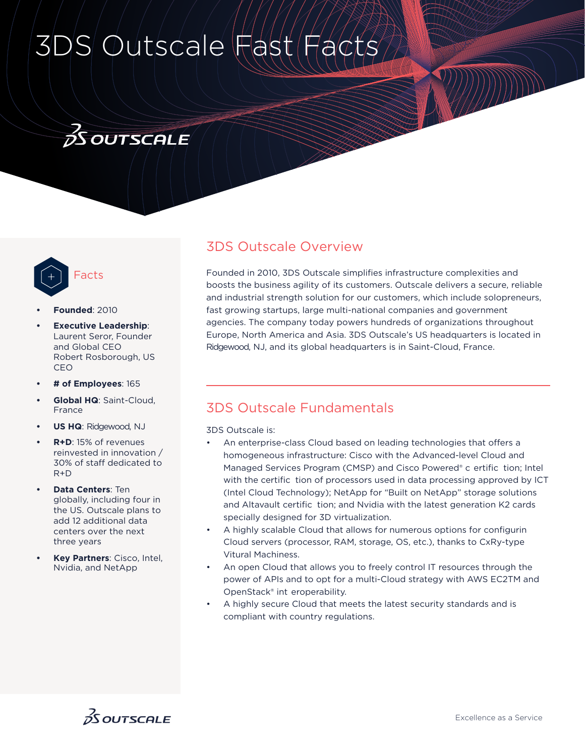# 3DS Outscale Fast Facts

## Facts

- **Founded**: 2010
- **Executive Leadership**: Laurent Seror, Founder and Global CEO Robert Rosborough, US CEO
- **# of Employees**: 165
- **Global HQ**: Saint-Cloud, France
- **US HQ**: Ridgewood, NJ
- **R+D**: 15% of revenues reinvested in innovation / 30% of staff dedicated to R+D
- **Data Centers**: Ten globally, including four in the US. Outscale plans to add 12 additional data centers over the next three years
- **Key Partners**: Cisco, Intel, Nvidia, and NetApp

## 3DS Outscale Overview

Founded in 2010, 3DS Outscale simplifies infrastructure complexities and boosts the business agility of its customers. Outscale delivers a secure, reliable and industrial strength solution for our customers, which include solopreneurs, fast growing startups, large multi-national companies and government agencies. The company today powers hundreds of organizations throughout Europe, North America and Asia. 3DS Outscale's US headquarters is located in Ridgewood, NJ, and its global headquarters is in Saint-Cloud, France.

## 3DS Outscale Fundamentals

3DS Outscale is:

- An enterprise-class Cloud based on leading technologies that offers a homogeneous infrastructure: Cisco with the Advanced-level Cloud and Managed Services Program (CMSP) and Cisco Powered® c ertific tion; Intel with the certific tion of processors used in data processing approved by ICT (Intel Cloud Technology); NetApp for "Built on NetApp" storage solutions and Altavault certific tion; and Nvidia with the latest generation K2 cards specially designed for 3D virtualization.
- A highly scalable Cloud that allows for numerous options for configurin Cloud servers (processor, RAM, storage, OS, etc.), thanks to CxRy-type Vitural Machiness.
- An open Cloud that allows you to freely control IT resources through the power of APIs and to opt for a multi-Cloud strategy with AWS EC2TM and OpenStack® int eroperability.
- A highly secure Cloud that meets the latest security standards and is compliant with country regulations.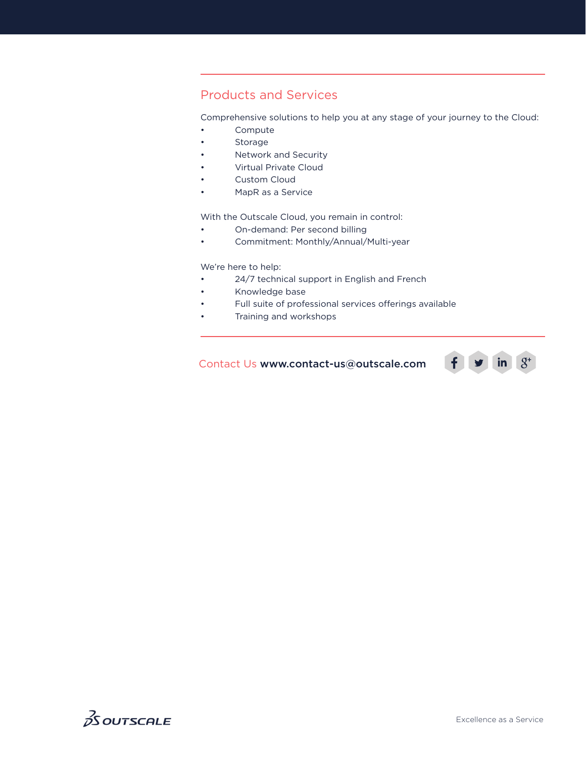## Products and Services

Comprehensive solutions to help you at any stage of your journey to the Cloud:

- Compute
- Storage
- Network and Security
- Virtual Private Cloud
- Custom Cloud
- MapR as a Service

With the Outscale Cloud, you remain in control:

- On-demand: Per second billing
- Commitment: Monthly/Annual/Multi-year

We're here to help:

- 24/7 technical support in English and French
- Knowledge base
- Full suite of professional services offerings available
- Training and workshops

Contact Us **www.contact-us@outscale.com**

OUTSCALE

Excellence as a Service